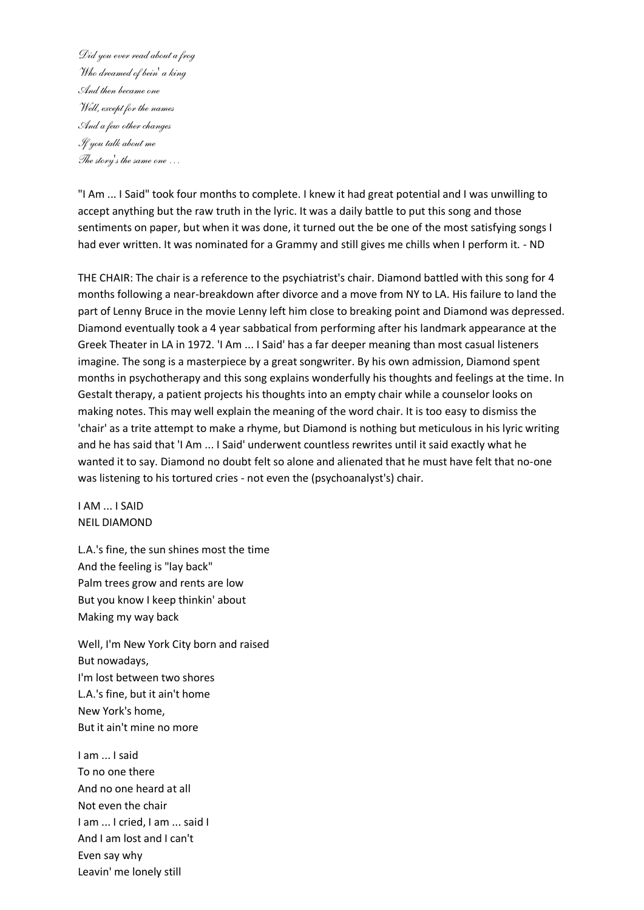*Did you ever read about a frog Who dreamed of bein' a king And then became one Well, except for the names And a few other changes If you talk about me The story's the same one …*

"I Am ... I Said" took four months to complete. I knew it had great potential and I was unwilling to accept anything but the raw truth in the lyric. It was a daily battle to put this song and those sentiments on paper, but when it was done, it turned out the be one of the most satisfying songs I had ever written. It was nominated for a Grammy and still gives me chills when I perform it. - ND

THE CHAIR: The chair is a reference to the psychiatrist's chair. Diamond battled with this song for 4 months following a near-breakdown after divorce and a move from NY to LA. His failure to land the part of Lenny Bruce in the movie Lenny left him close to breaking point and Diamond was depressed. Diamond eventually took a 4 year sabbatical from performing after his landmark appearance at the Greek Theater in LA in 1972. 'I Am ... I Said' has a far deeper meaning than most casual listeners imagine. The song is a masterpiece by a great songwriter. By his own admission, Diamond spent months in psychotherapy and this song explains wonderfully his thoughts and feelings at the time. In Gestalt therapy, a patient projects his thoughts into an empty chair while a counselor looks on making notes. This may well explain the meaning of the word chair. It is too easy to dismiss the 'chair' as a trite attempt to make a rhyme, but Diamond is nothing but meticulous in his lyric writing and he has said that 'I Am ... I Said' underwent countless rewrites until it said exactly what he wanted it to say. Diamond no doubt felt so alone and alienated that he must have felt that no-one was listening to his tortured cries - not even the (psychoanalyst's) chair.

I AM ... I SAID NEIL DIAMOND

L.A.'s fine, the sun shines most the time And the feeling is "lay back" Palm trees grow and rents are low But you know I keep thinkin' about Making my way back

Well, I'm New York City born and raised But nowadays, I'm lost between two shores L.A.'s fine, but it ain't home New York's home, But it ain't mine no more

I am ... I said To no one there And no one heard at all Not even the chair I am ... I cried, I am ... said I And I am lost and I can't Even say why Leavin' me lonely still